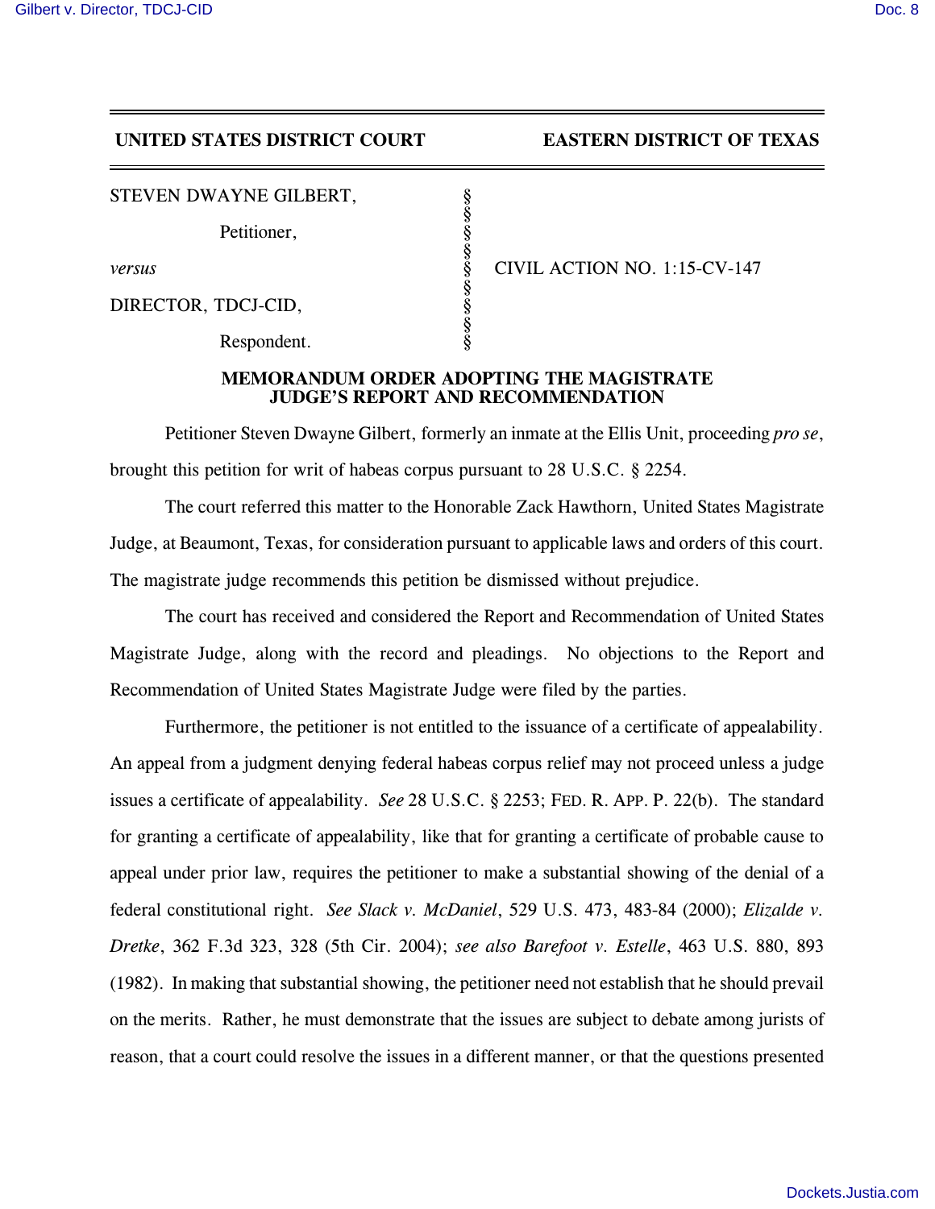**UNITED STATES DISTRICT COURT EASTERN DISTRICT OF TEXAS**

STEVEN DWAYNE GILBERT, §
 §
Petitioner, §
 §
*versus* § CIVIL ACTION NO. 1:15-CV-147
 §
DIRECTOR, TDCJ-CID, §
 §
Respondent. §

## MEMORANDUM ORDER ADOPTING THE MAGISTRATE JUDGE'S REPORT AND RECOMMENDATION

Petitioner Steven Dwayne Gilbert, formerly an inmate at the Ellis Unit, proceeding *pro se*, brought this petition for writ of habeas corpus pursuant to 28 U.S.C. § 2254.

The court referred this matter to the Honorable Zack Hawthorn, United States Magistrate Judge, at Beaumont, Texas, for consideration pursuant to applicable laws and orders of this court. The magistrate judge recommends this petition be dismissed without prejudice.

The court has received and considered the Report and Recommendation of United States Magistrate Judge, along with the record and pleadings. No objections to the Report and Recommendation of United States Magistrate Judge were filed by the parties.

Furthermore, the petitioner is not entitled to the issuance of a certificate of appealability. An appeal from a judgment denying federal habeas corpus relief may not proceed unless a judge issues a certificate of appealability. *See* 28 U.S.C. § 2253; FED. R. APP. P. 22(b). The standard for granting a certificate of appealability, like that for granting a certificate of probable cause to appeal under prior law, requires the petitioner to make a substantial showing of the denial of a federal constitutional right. *See Slack v. McDaniel*, 529 U.S. 473, 483-84 (2000); *Elizalde v. Dretke*, 362 F.3d 323, 328 (5th Cir. 2004); *see also Barefoot v. Estelle*, 463 U.S. 880, 893 (1982). In making that substantial showing, the petitioner need not establish that he should prevail on the merits. Rather, he must demonstrate that the issues are subject to debate among jurists of reason, that a court could resolve the issues in a different manner, or that the questions presented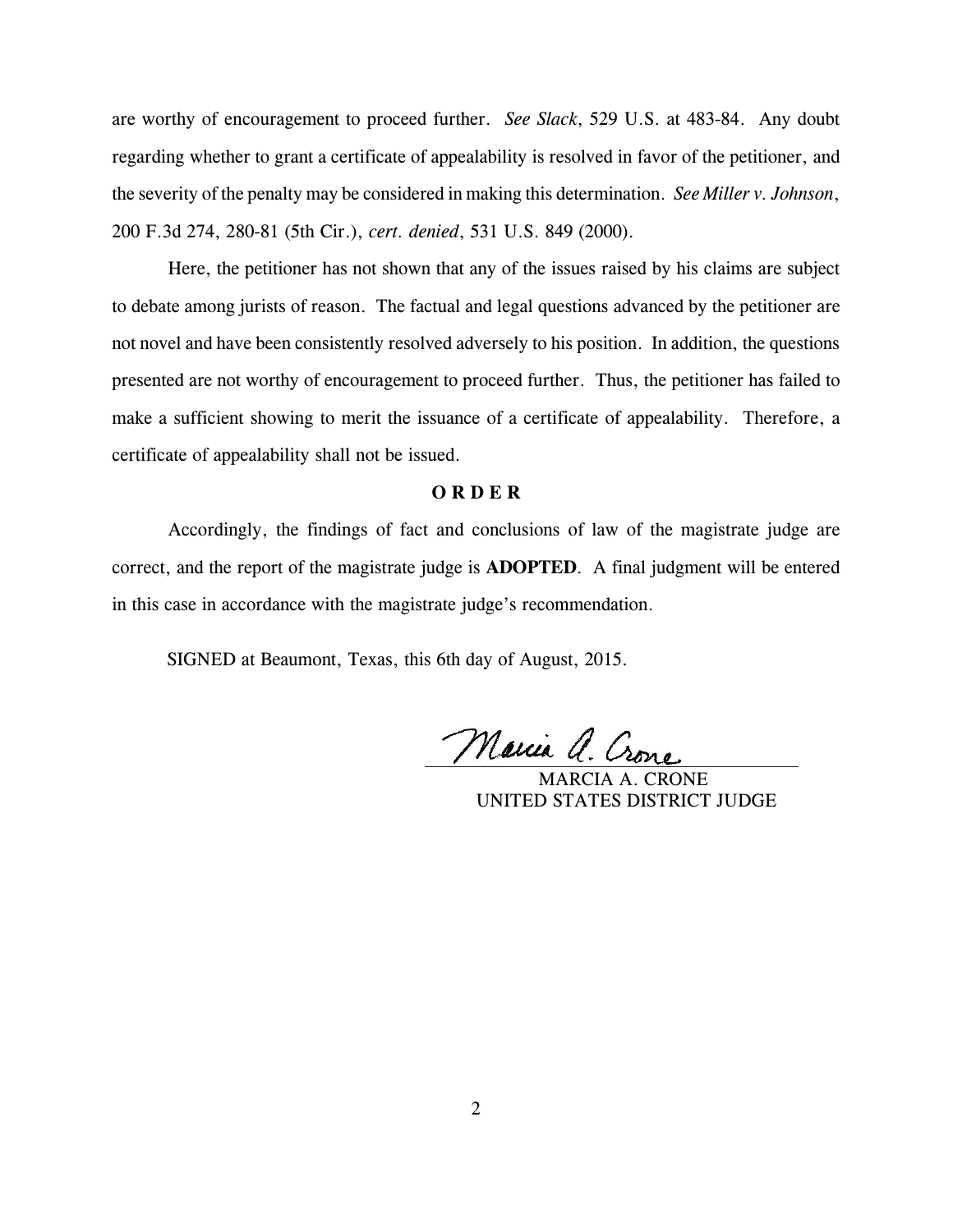are worthy of encouragement to proceed further. *See Slack*, 529 U.S. at 483-84. Any doubt regarding whether to grant a certificate of appealability is resolved in favor of the petitioner, and the severity of the penalty may be considered in making this determination. *See Miller v. Johnson*, 200 F.3d 274, 280-81 (5th Cir.), *cert. denied*, 531 U.S. 849 (2000).

Here, the petitioner has not shown that any of the issues raised by his claims are subject to debate among jurists of reason. The factual and legal questions advanced by the petitioner are not novel and have been consistently resolved adversely to his position. In addition, the questions presented are not worthy of encouragement to proceed further. Thus, the petitioner has failed to make a sufficient showing to merit the issuance of a certificate of appealability. Therefore, a certificate of appealability shall not be issued.

**O R D E R**

Accordingly, the findings of fact and conclusions of law of the magistrate judge are correct, and the report of the magistrate judge is **ADOPTED**. A final judgment will be entered in this case in accordance with the magistrate judge's recommendation.

SIGNED at Beaumont, Texas, this 6th day of August, 2015.

Marcia A. Crone

MARCIA A. CRONE
UNITED STATES DISTRICT JUDGE